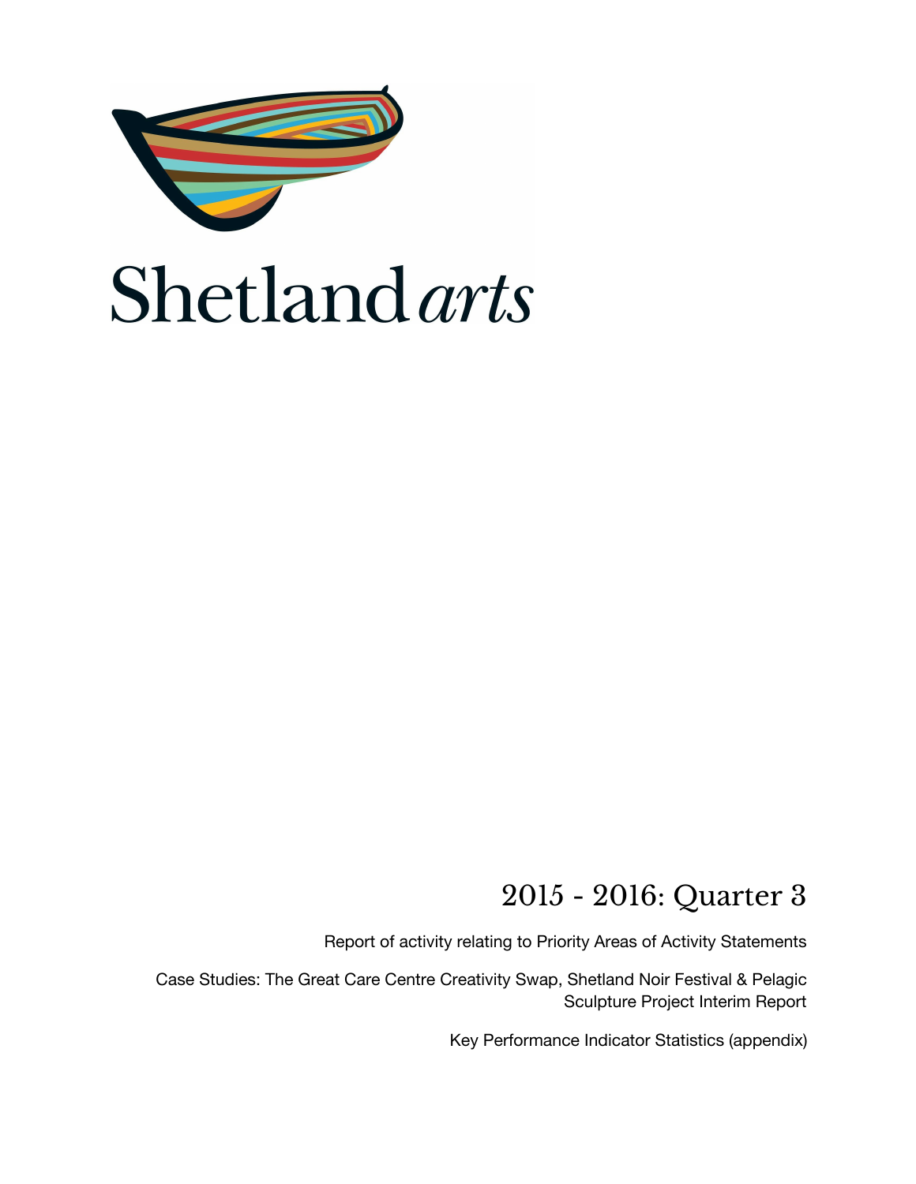Shetland *arts*

# 2015 - 2016: Quarter 3

Report of activity relating to Priority Areas of Activity Statements

Case Studies: The Great Care Centre Creativity Swap, Shetland Noir Festival & Pelagic Sculpture Project Interim Report

Key Performance Indicator Statistics (appendix)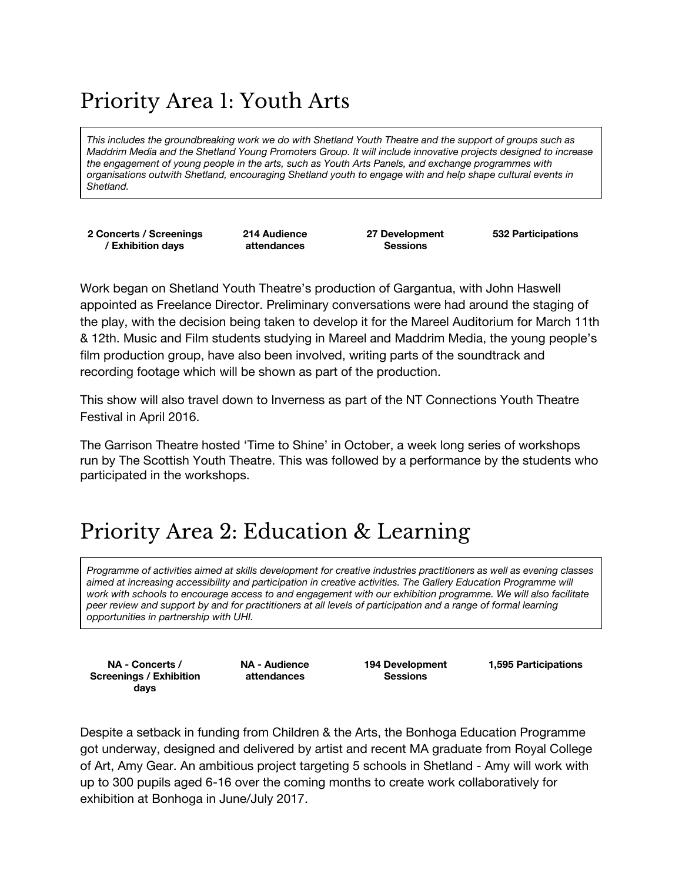# Priority Area 1: Youth Arts

*This includes the groundbreaking work we do with Shetland Youth Theatre and the support of groups such as Maddrim Media and the Shetland Young Promoters Group. It will include innovative projects designed to increase the engagement of young people in the arts, such as Youth Arts Panels, and exchange programmes with organisations outwith Shetland, encouraging Shetland youth to engage with and help shape cultural events in Shetland.*

| 2 Concerts / Screenings / Exhibition days | 214 Audience attendances | 27 Development Sessions | 532 Participations |
| --- | --- | --- | --- |

Work began on Shetland Youth Theatre's production of Gargantua, with John Haswell appointed as Freelance Director. Preliminary conversations were had around the staging of the play, with the decision being taken to develop it for the Mareel Auditorium for March 11th & 12th. Music and Film students studying in Mareel and Maddrim Media, the young people's film production group, have also been involved, writing parts of the soundtrack and recording footage which will be shown as part of the production.

This show will also travel down to Inverness as part of the NT Connections Youth Theatre Festival in April 2016.

The Garrison Theatre hosted 'Time to Shine' in October, a week long series of workshops run by The Scottish Youth Theatre. This was followed by a performance by the students who participated in the workshops.

# Priority Area 2: Education & Learning

*Programme of activities aimed at skills development for creative industries practitioners as well as evening classes aimed at increasing accessibility and participation in creative activities. The Gallery Education Programme will work with schools to encourage access to and engagement with our exhibition programme. We will also facilitate peer review and support by and for practitioners at all levels of participation and a range of formal learning opportunities in partnership with UHI.*

| NA - Concerts / Screenings / Exhibition days | NA - Audience attendances | 194 Development Sessions | 1,595 Participations |
| --- | --- | --- | --- |

Despite a setback in funding from Children & the Arts, the Bonhoga Education Programme got underway, designed and delivered by artist and recent MA graduate from Royal College of Art, Amy Gear. An ambitious project targeting 5 schools in Shetland - Amy will work with up to 300 pupils aged 6-16 over the coming months to create work collaboratively for exhibition at Bonhoga in June/July 2017.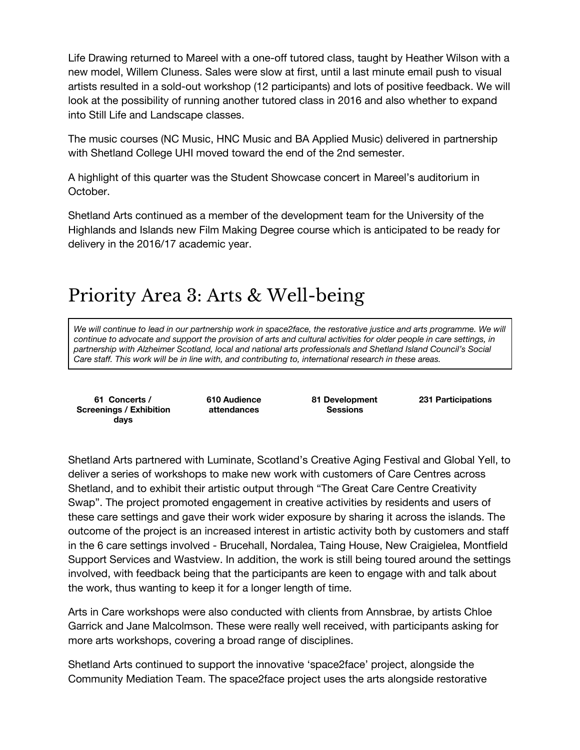Life Drawing returned to Mareel with a one-off tutored class, taught by Heather Wilson with a new model, Willem Cluness. Sales were slow at first, until a last minute email push to visual artists resulted in a sold-out workshop (12 participants) and lots of positive feedback. We will look at the possibility of running another tutored class in 2016 and also whether to expand into Still Life and Landscape classes.

The music courses (NC Music, HNC Music and BA Applied Music) delivered in partnership with Shetland College UHI moved toward the end of the 2nd semester.

A highlight of this quarter was the Student Showcase concert in Mareel's auditorium in October.

Shetland Arts continued as a member of the development team for the University of the Highlands and Islands new Film Making Degree course which is anticipated to be ready for delivery in the 2016/17 academic year.

# Priority Area 3: Arts & Well-being

*We will continue to lead in our partnership work in space2face, the restorative justice and arts programme. We will continue to advocate and support the provision of arts and cultural activities for older people in care settings, in partnership with Alzheimer Scotland, local and national arts professionals and Shetland Island Council's Social Care staff. This work will be in line with, and contributing to, international research in these areas.*

| 61 Concerts / Screenings / Exhibition days | 610 Audience attendances | 81 Development Sessions | 231 Participations |
|---|---|---|---|

Shetland Arts partnered with Luminate, Scotland's Creative Aging Festival and Global Yell, to deliver a series of workshops to make new work with customers of Care Centres across Shetland, and to exhibit their artistic output through "The Great Care Centre Creativity Swap". The project promoted engagement in creative activities by residents and users of these care settings and gave their work wider exposure by sharing it across the islands. The outcome of the project is an increased interest in artistic activity both by customers and staff in the 6 care settings involved - Brucehall, Nordalea, Taing House, New Craigielea, Montfield Support Services and Wastview. In addition, the work is still being toured around the settings involved, with feedback being that the participants are keen to engage with and talk about the work, thus wanting to keep it for a longer length of time.

Arts in Care workshops were also conducted with clients from Annsbrae, by artists Chloe Garrick and Jane Malcolmson. These were really well received, with participants asking for more arts workshops, covering a broad range of disciplines.

Shetland Arts continued to support the innovative 'space2face' project, alongside the Community Mediation Team. The space2face project uses the arts alongside restorative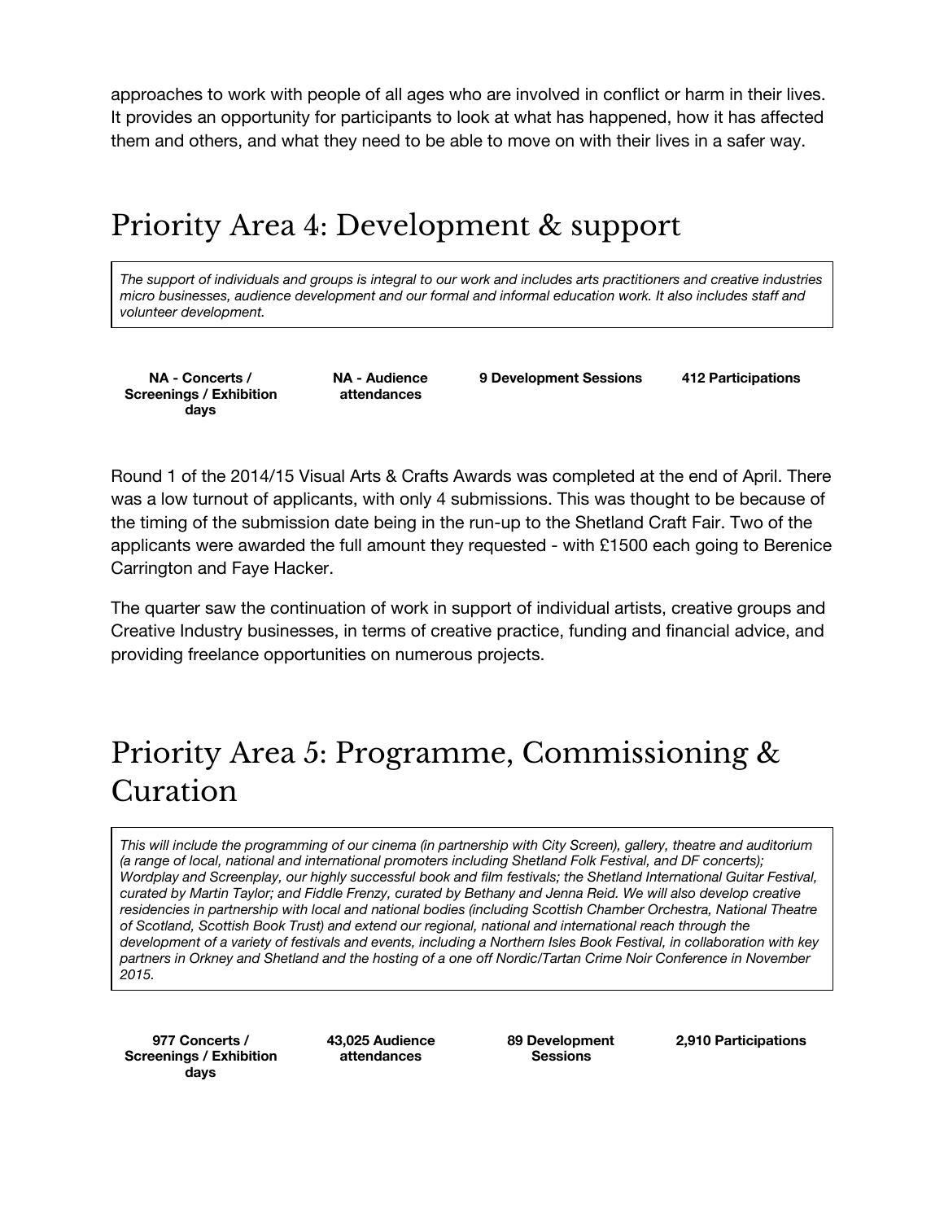approaches to work with people of all ages who are involved in conflict or harm in their lives. It provides an opportunity for participants to look at what has happened, how it has affected them and others, and what they need to be able to move on with their lives in a safer way.

# Priority Area 4: Development & support

*The support of individuals and groups is integral to our work and includes arts practitioners and creative industries micro businesses, audience development and our formal and informal education work. It also includes staff and volunteer development.*

| NA - Concerts / Screenings / Exhibition days | NA - Audience attendances | 9 Development Sessions | 412 Participations |
|---|---|---|---|

Round 1 of the 2014/15 Visual Arts & Crafts Awards was completed at the end of April. There was a low turnout of applicants, with only 4 submissions. This was thought to be because of the timing of the submission date being in the run-up to the Shetland Craft Fair. Two of the applicants were awarded the full amount they requested - with £1500 each going to Berenice Carrington and Faye Hacker.

The quarter saw the continuation of work in support of individual artists, creative groups and Creative Industry businesses, in terms of creative practice, funding and financial advice, and providing freelance opportunities on numerous projects.

# Priority Area 5: Programme, Commissioning & Curation

*This will include the programming of our cinema (in partnership with City Screen), gallery, theatre and auditorium (a range of local, national and international promoters including Shetland Folk Festival, and DF concerts); Wordplay and Screenplay, our highly successful book and film festivals; the Shetland International Guitar Festival, curated by Martin Taylor; and Fiddle Frenzy, curated by Bethany and Jenna Reid. We will also develop creative residencies in partnership with local and national bodies (including Scottish Chamber Orchestra, National Theatre of Scotland, Scottish Book Trust) and extend our regional, national and international reach through the development of a variety of festivals and events, including a Northern Isles Book Festival, in collaboration with key partners in Orkney and Shetland and the hosting of a one off Nordic/Tartan Crime Noir Conference in November 2015.*

| 977 Concerts / Screenings / Exhibition days | 43,025 Audience attendances | 89 Development Sessions | 2,910 Participations |
|---|---|---|---|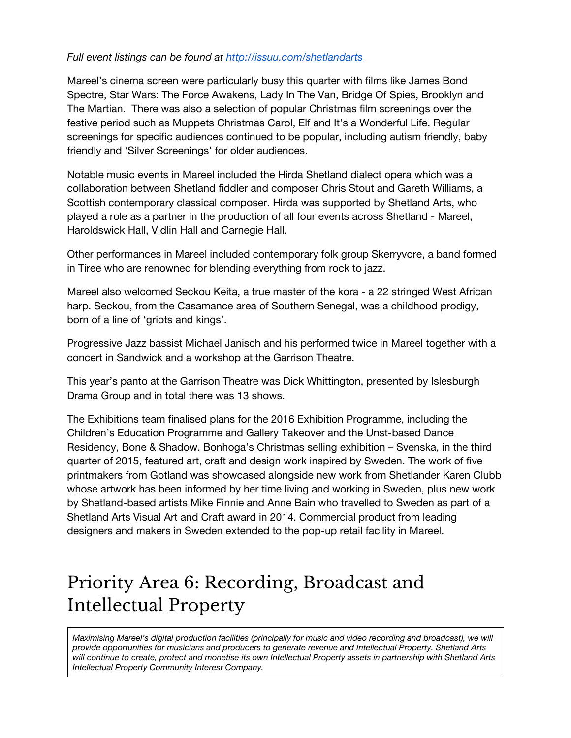*Full event listings can be found at [http://issuu.com/shetlandarts](http://issuu.com/shetlandarts)*

Mareel's cinema screen were particularly busy this quarter with films like James Bond Spectre, Star Wars: The Force Awakens, Lady In The Van, Bridge Of Spies, Brooklyn and The Martian. There was also a selection of popular Christmas film screenings over the festive period such as Muppets Christmas Carol, Elf and It's a Wonderful Life. Regular screenings for specific audiences continued to be popular, including autism friendly, baby friendly and 'Silver Screenings' for older audiences.

Notable music events in Mareel included the Hirda Shetland dialect opera which was a collaboration between Shetland fiddler and composer Chris Stout and Gareth Williams, a Scottish contemporary classical composer. Hirda was supported by Shetland Arts, who played a role as a partner in the production of all four events across Shetland - Mareel, Haroldswick Hall, Vidlin Hall and Carnegie Hall.

Other performances in Mareel included contemporary folk group Skerryvore, a band formed in Tiree who are renowned for blending everything from rock to jazz.

Mareel also welcomed Seckou Keita, a true master of the kora - a 22 stringed West African harp. Seckou, from the Casamance area of Southern Senegal, was a childhood prodigy, born of a line of 'griots and kings'.

Progressive Jazz bassist Michael Janisch and his performed twice in Mareel together with a concert in Sandwick and a workshop at the Garrison Theatre.

This year's panto at the Garrison Theatre was Dick Whittington, presented by Islesburgh Drama Group and in total there was 13 shows.

The Exhibitions team finalised plans for the 2016 Exhibition Programme, including the Children's Education Programme and Gallery Takeover and the Unst-based Dance Residency, Bone & Shadow. Bonhoga's Christmas selling exhibition – Svenska, in the third quarter of 2015, featured art, craft and design work inspired by Sweden. The work of five printmakers from Gotland was showcased alongside new work from Shetlander Karen Clubb whose artwork has been informed by her time living and working in Sweden, plus new work by Shetland-based artists Mike Finnie and Anne Bain who travelled to Sweden as part of a Shetland Arts Visual Art and Craft award in 2014. Commercial product from leading designers and makers in Sweden extended to the pop-up retail facility in Mareel.

# Priority Area 6: Recording, Broadcast and Intellectual Property

*Maximising Mareel's digital production facilities (principally for music and video recording and broadcast), we will provide opportunities for musicians and producers to generate revenue and Intellectual Property. Shetland Arts will continue to create, protect and monetise its own Intellectual Property assets in partnership with Shetland Arts Intellectual Property Community Interest Company.*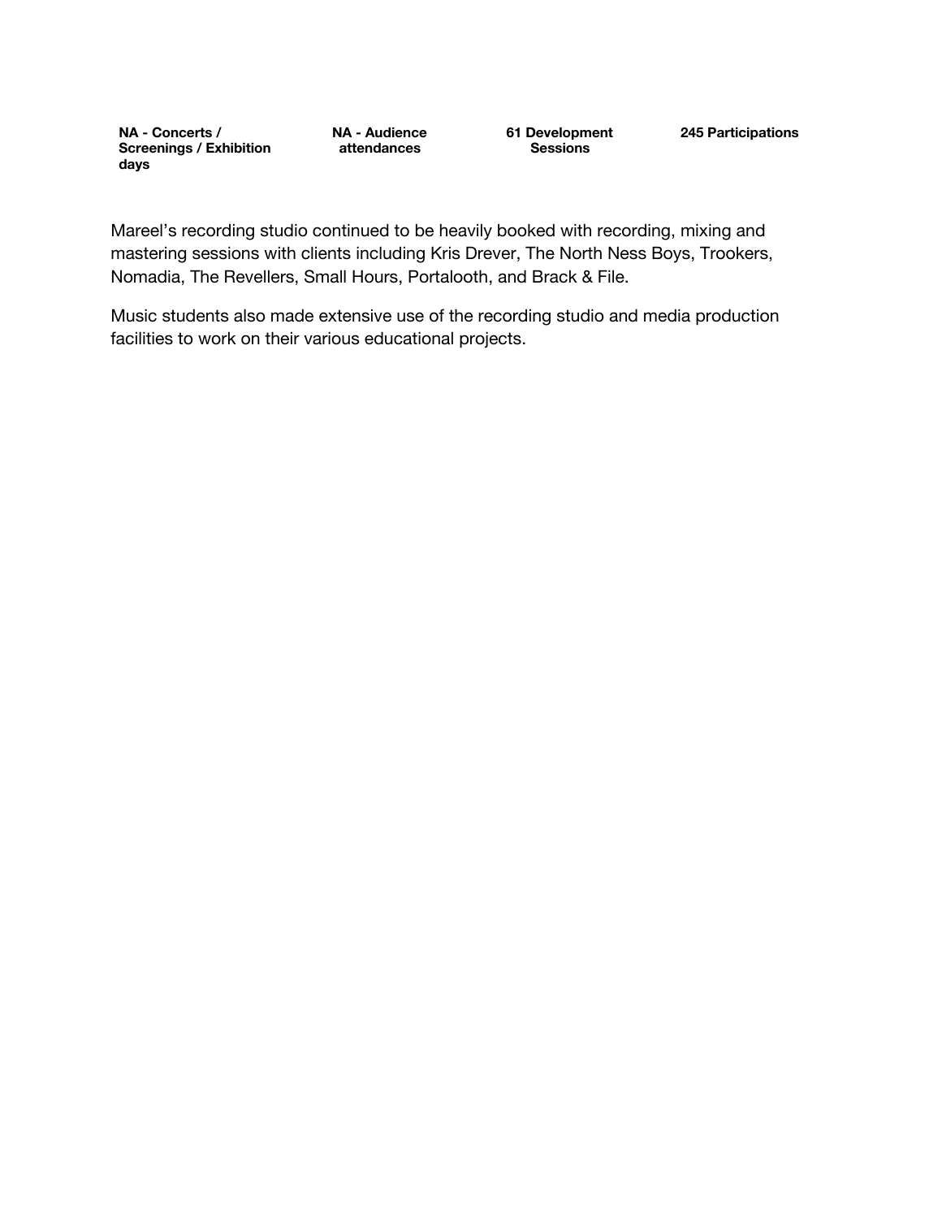| **NA - Concerts / Screenings / Exhibition days** | **NA - Audience attendances** | **61 Development Sessions** | **245 Participations** |
|---|---|---|---|

Mareel's recording studio continued to be heavily booked with recording, mixing and mastering sessions with clients including Kris Drever, The North Ness Boys, Trookers, Nomadia, The Revellers, Small Hours, Portalooth, and Brack & File.

Music students also made extensive use of the recording studio and media production facilities to work on their various educational projects.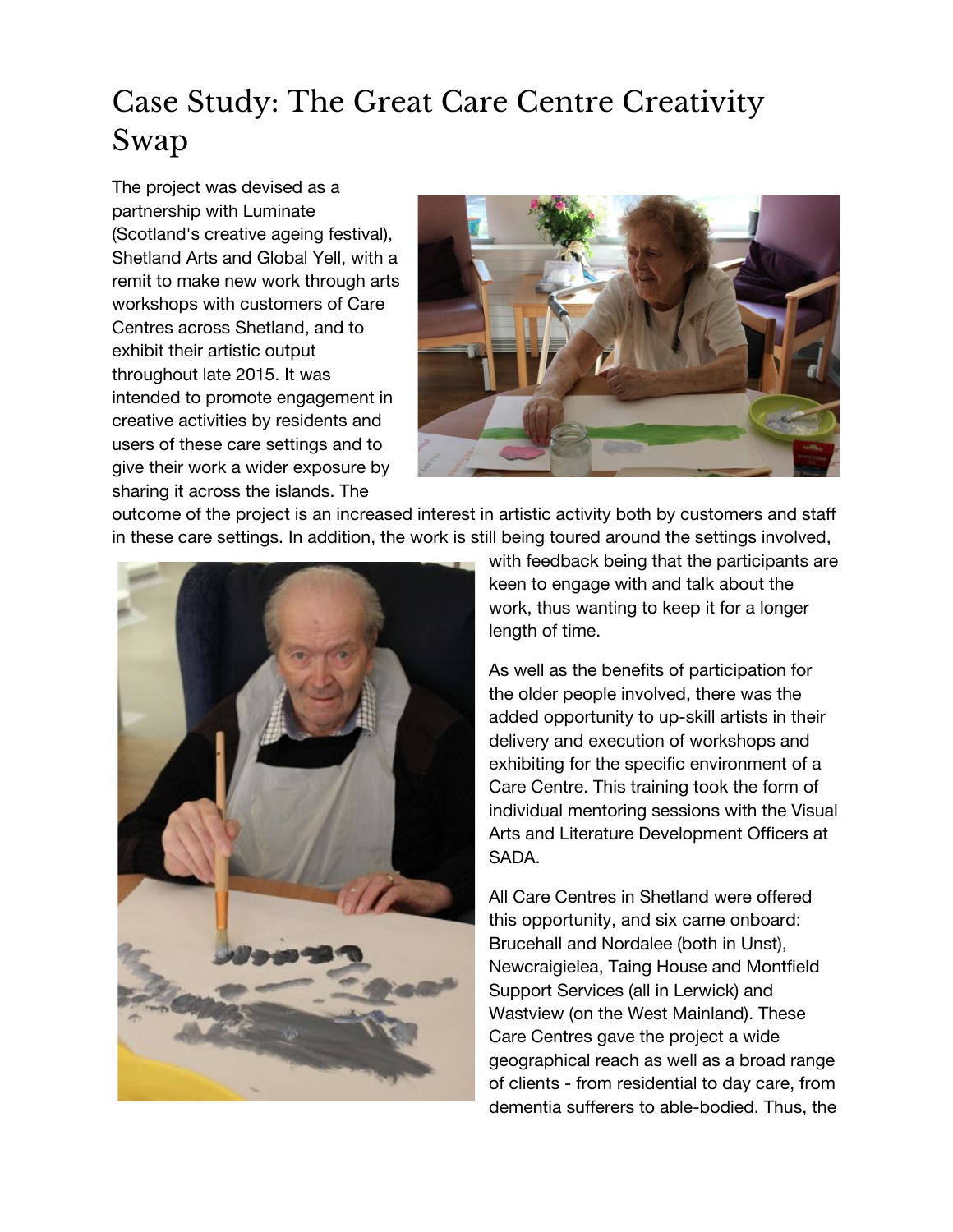# Case Study: The Great Care Centre Creativity Swap

The project was devised as a partnership with Luminate (Scotland's creative ageing festival), Shetland Arts and Global Yell, with a remit to make new work through arts workshops with customers of Care Centres across Shetland, and to exhibit their artistic output throughout late 2015. It was intended to promote engagement in creative activities by residents and users of these care settings and to give their work a wider exposure by sharing it across the islands. The outcome of the project is an increased interest in artistic activity both by customers and staff in these care settings. In addition, the work is still being toured around the settings involved, with feedback being that the participants are keen to engage with and talk about the work, thus wanting to keep it for a longer length of time.

As well as the benefits of participation for the older people involved, there was the added opportunity to up-skill artists in their delivery and execution of workshops and exhibiting for the specific environment of a Care Centre. This training took the form of individual mentoring sessions with the Visual Arts and Literature Development Officers at SADA.

All Care Centres in Shetland were offered this opportunity, and six came onboard: Brucehall and Nordalee (both in Unst), Newcraigielea, Taing House and Montfield Support Services (all in Lerwick) and Wastview (on the West Mainland). These Care Centres gave the project a wide geographical reach as well as a broad range of clients - from residential to day care, from dementia sufferers to able-bodied. Thus, the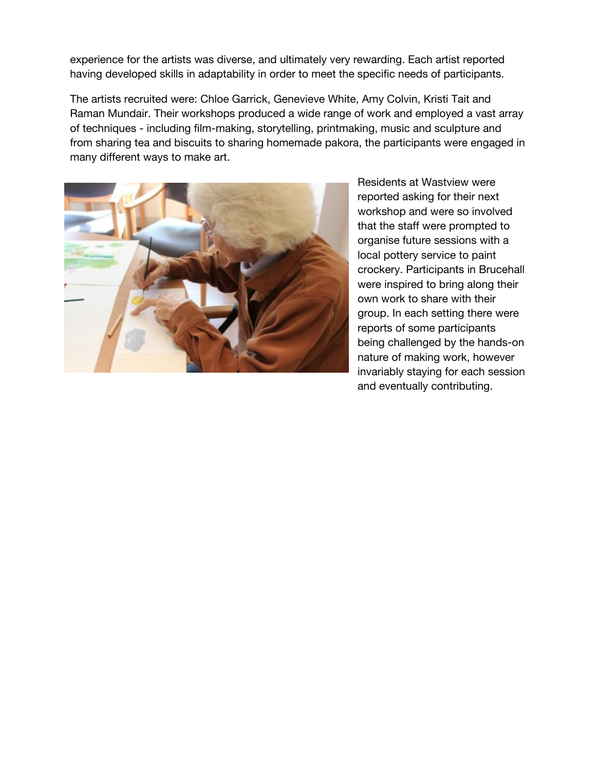experience for the artists was diverse, and ultimately very rewarding. Each artist reported having developed skills in adaptability in order to meet the specific needs of participants.

The artists recruited were: Chloe Garrick, Genevieve White, Amy Colvin, Kristi Tait and Raman Mundair. Their workshops produced a wide range of work and employed a vast array of techniques - including film-making, storytelling, printmaking, music and sculpture and from sharing tea and biscuits to sharing homemade pakora, the participants were engaged in many different ways to make art.

Residents at Wastview were reported asking for their next workshop and were so involved that the staff were prompted to organise future sessions with a local pottery service to paint crockery. Participants in Brucehall were inspired to bring along their own work to share with their group. In each setting there were reports of some participants being challenged by the hands-on nature of making work, however invariably staying for each session and eventually contributing.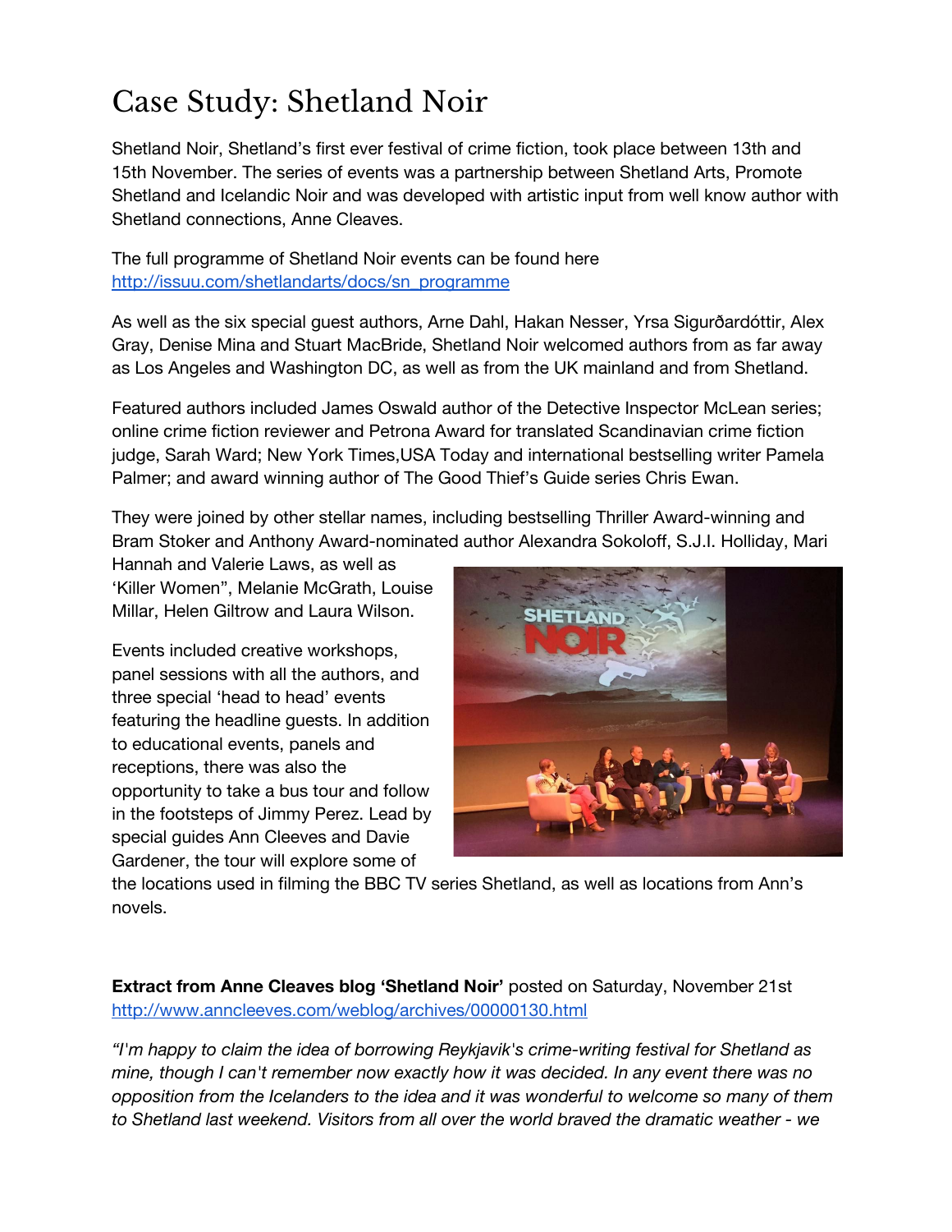# Case Study: Shetland Noir

Shetland Noir, Shetland's first ever festival of crime fiction, took place between 13th and 15th November. The series of events was a partnership between Shetland Arts, Promote Shetland and Icelandic Noir and was developed with artistic input from well know author with Shetland connections, Anne Cleaves.

The full programme of Shetland Noir events can be found here [http://issuu.com/shetlandarts/docs/sn_programme](http://issuu.com/shetlandarts/docs/sn_programme)

As well as the six special guest authors, Arne Dahl, Hakan Nesser, Yrsa Sigurðardóttir, Alex Gray, Denise Mina and Stuart MacBride, Shetland Noir welcomed authors from as far away as Los Angeles and Washington DC, as well as from the UK mainland and from Shetland.

Featured authors included James Oswald author of the Detective Inspector McLean series; online crime fiction reviewer and Petrona Award for translated Scandinavian crime fiction judge, Sarah Ward; New York Times,USA Today and international bestselling writer Pamela Palmer; and award winning author of The Good Thief's Guide series Chris Ewan.

They were joined by other stellar names, including bestselling Thriller Award-winning and Bram Stoker and Anthony Award-nominated author Alexandra Sokoloff, S.J.I. Holliday, Mari Hannah and Valerie Laws, as well as 'Killer Women", Melanie McGrath, Louise Millar, Helen Giltrow and Laura Wilson.

Events included creative workshops, panel sessions with all the authors, and three special 'head to head' events featuring the headline guests. In addition to educational events, panels and receptions, there was also the opportunity to take a bus tour and follow in the footsteps of Jimmy Perez. Lead by special guides Ann Cleeves and Davie Gardener, the tour will explore some of the locations used in filming the BBC TV series Shetland, as well as locations from Ann's novels.

**Extract from Anne Cleaves blog 'Shetland Noir'** posted on Saturday, November 21st [http://www.anncleeves.com/weblog/archives/00000130.html](http://www.anncleeves.com/weblog/archives/00000130.html)

*"I'm happy to claim the idea of borrowing Reykjavik's crime-writing festival for Shetland as mine, though I can't remember now exactly how it was decided. In any event there was no opposition from the Icelanders to the idea and it was wonderful to welcome so many of them to Shetland last weekend. Visitors from all over the world braved the dramatic weather - we*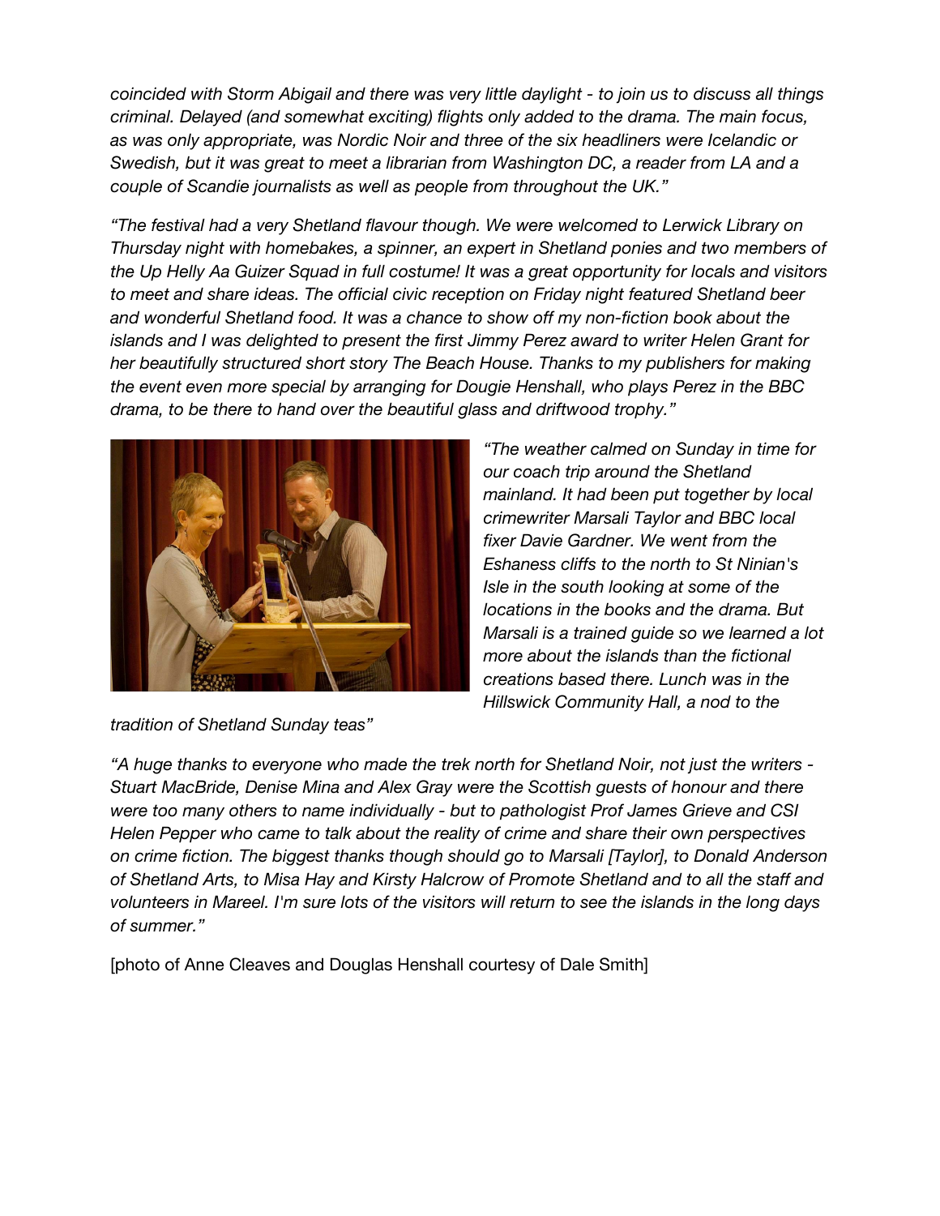*coincided with Storm Abigail and there was very little daylight - to join us to discuss all things criminal. Delayed (and somewhat exciting) flights only added to the drama. The main focus, as was only appropriate, was Nordic Noir and three of the six headliners were Icelandic or Swedish, but it was great to meet a librarian from Washington DC, a reader from LA and a couple of Scandie journalists as well as people from throughout the UK."*

*"The festival had a very Shetland flavour though. We were welcomed to Lerwick Library on Thursday night with homebakes, a spinner, an expert in Shetland ponies and two members of the Up Helly Aa Guizer Squad in full costume! It was a great opportunity for locals and visitors to meet and share ideas. The official civic reception on Friday night featured Shetland beer and wonderful Shetland food. It was a chance to show off my non-fiction book about the islands and I was delighted to present the first Jimmy Perez award to writer Helen Grant for her beautifully structured short story The Beach House. Thanks to my publishers for making the event even more special by arranging for Dougie Henshall, who plays Perez in the BBC drama, to be there to hand over the beautiful glass and driftwood trophy."*

*"The weather calmed on Sunday in time for our coach trip around the Shetland mainland. It had been put together by local crimewriter Marsali Taylor and BBC local fixer Davie Gardner. We went from the Eshaness cliffs to the north to St Ninian's Isle in the south looking at some of the locations in the books and the drama. But Marsali is a trained guide so we learned a lot more about the islands than the fictional creations based there. Lunch was in the Hillswick Community Hall, a nod to the tradition of Shetland Sunday teas"*

*"A huge thanks to everyone who made the trek north for Shetland Noir, not just the writers - Stuart MacBride, Denise Mina and Alex Gray were the Scottish guests of honour and there were too many others to name individually - but to pathologist Prof James Grieve and CSI Helen Pepper who came to talk about the reality of crime and share their own perspectives on crime fiction. The biggest thanks though should go to Marsali [Taylor], to Donald Anderson of Shetland Arts, to Misa Hay and Kirsty Halcrow of Promote Shetland and to all the staff and volunteers in Mareel. I'm sure lots of the visitors will return to see the islands in the long days of summer."*

[photo of Anne Cleaves and Douglas Henshall courtesy of Dale Smith]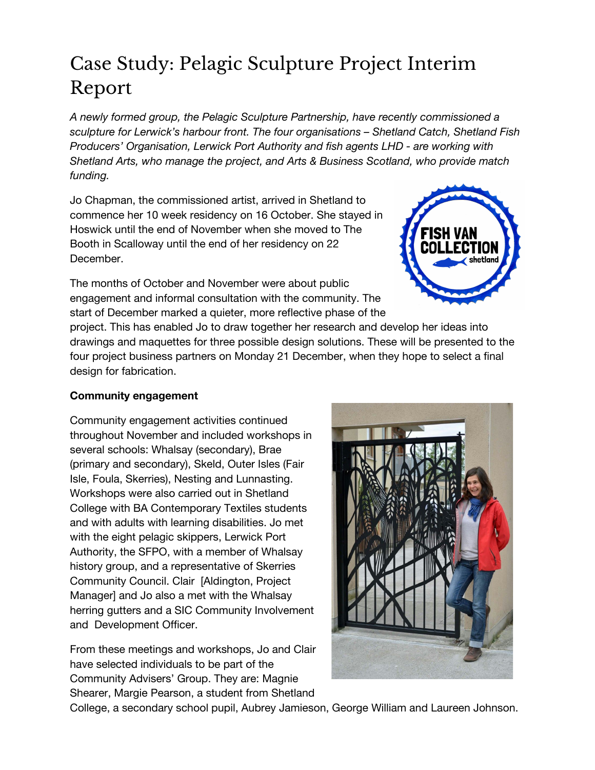# Case Study: Pelagic Sculpture Project Interim Report

*A newly formed group, the Pelagic Sculpture Partnership, have recently commissioned a sculpture for Lerwick's harbour front. The four organisations – Shetland Catch, Shetland Fish Producers' Organisation, Lerwick Port Authority and fish agents LHD - are working with Shetland Arts, who manage the project, and Arts & Business Scotland, who provide match funding.*

Jo Chapman, the commissioned artist, arrived in Shetland to commence her 10 week residency on 16 October. She stayed in Hoswick until the end of November when she moved to The Booth in Scalloway until the end of her residency on 22 December.

The months of October and November were about public engagement and informal consultation with the community. The start of December marked a quieter, more reflective phase of the project. This has enabled Jo to draw together her research and develop her ideas into drawings and maquettes for three possible design solutions. These will be presented to the four project business partners on Monday 21 December, when they hope to select a final design for fabrication.

**Community engagement**

Community engagement activities continued throughout November and included workshops in several schools: Whalsay (secondary), Brae (primary and secondary), Skeld, Outer Isles (Fair Isle, Foula, Skerries), Nesting and Lunnasting. Workshops were also carried out in Shetland College with BA Contemporary Textiles students and with adults with learning disabilities. Jo met with the eight pelagic skippers, Lerwick Port Authority, the SFPO, with a member of Whalsay history group, and a representative of Skerries Community Council. Clair [Aldington, Project Manager] and Jo also a met with the Whalsay herring gutters and a SIC Community Involvement and Development Officer.

From these meetings and workshops, Jo and Clair have selected individuals to be part of the Community Advisers' Group. They are: Magnie Shearer, Margie Pearson, a student from Shetland College, a secondary school pupil, Aubrey Jamieson, George William and Laureen Johnson.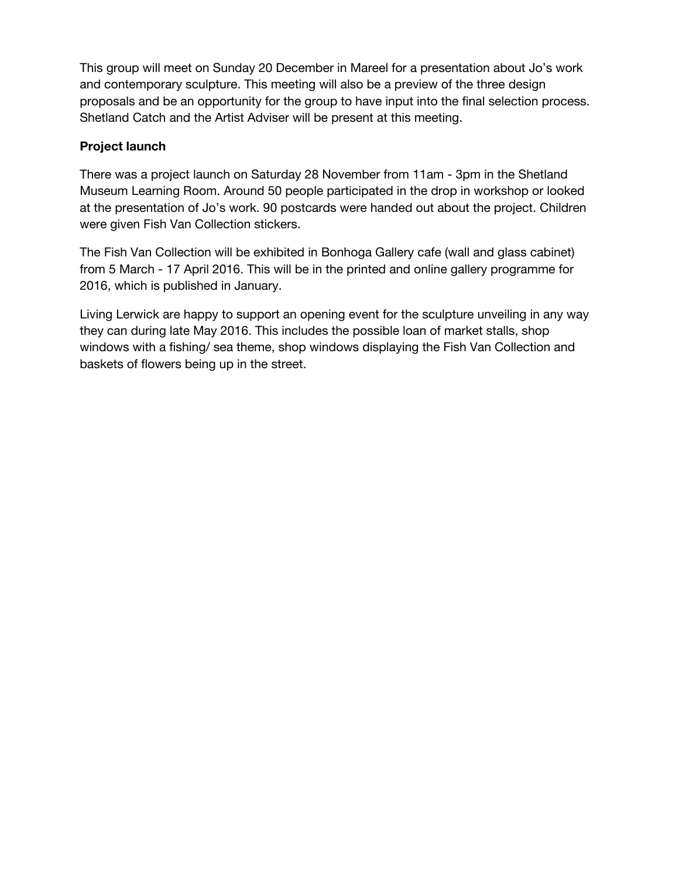This group will meet on Sunday 20 December in Mareel for a presentation about Jo's work and contemporary sculpture. This meeting will also be a preview of the three design proposals and be an opportunity for the group to have input into the final selection process. Shetland Catch and the Artist Adviser will be present at this meeting.

**Project launch**

There was a project launch on Saturday 28 November from 11am - 3pm in the Shetland Museum Learning Room. Around 50 people participated in the drop in workshop or looked at the presentation of Jo's work. 90 postcards were handed out about the project. Children were given Fish Van Collection stickers.

The Fish Van Collection will be exhibited in Bonhoga Gallery cafe (wall and glass cabinet) from 5 March - 17 April 2016. This will be in the printed and online gallery programme for 2016, which is published in January.

Living Lerwick are happy to support an opening event for the sculpture unveiling in any way they can during late May 2016. This includes the possible loan of market stalls, shop windows with a fishing/ sea theme, shop windows displaying the Fish Van Collection and baskets of flowers being up in the street.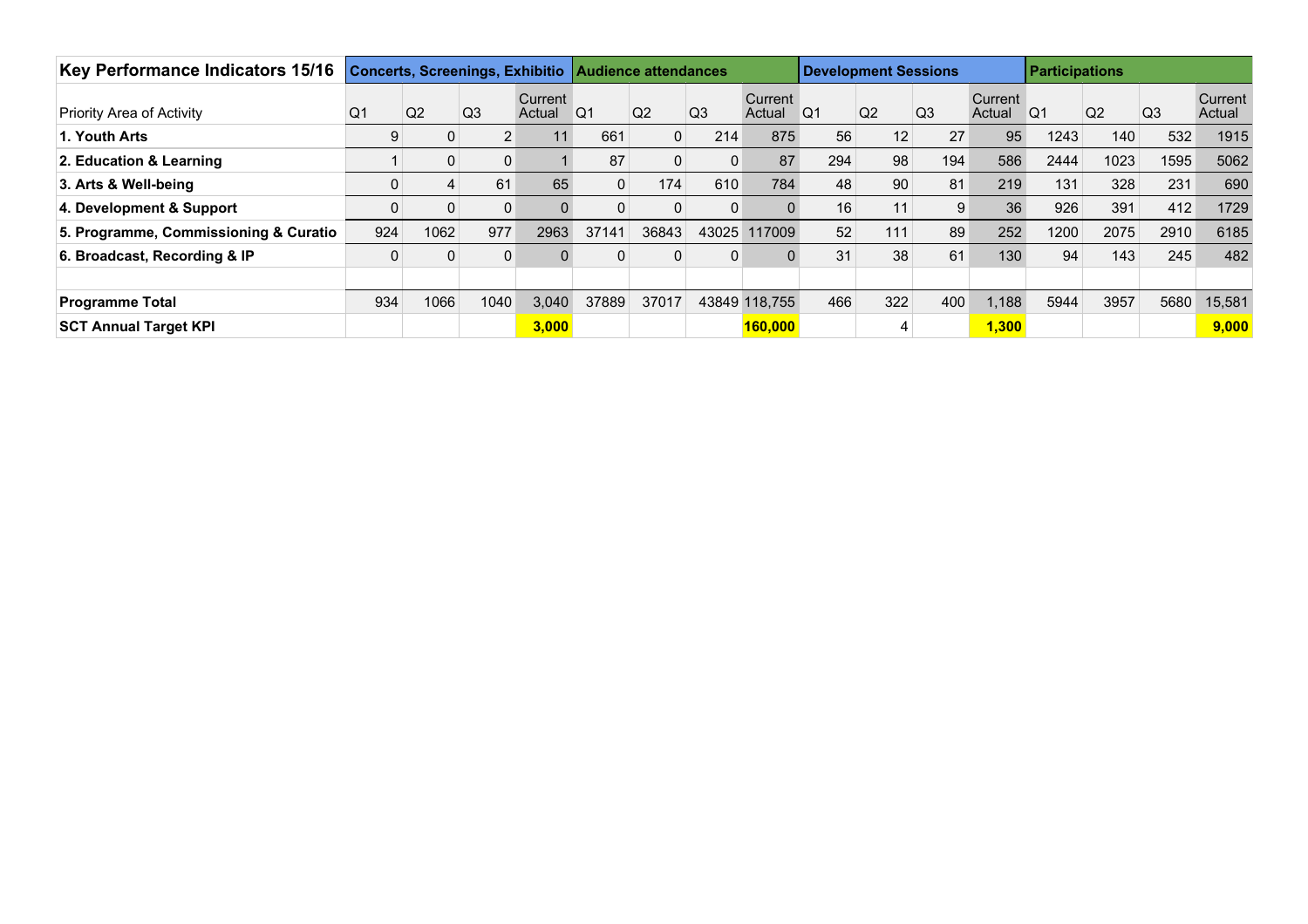| Key Performance Indicators 15/16 | Concerts, Screenings, Exhibitio | | | | Audience attendances | | | | Development Sessions | | | | Participations | | | |
|---|---|---|---|---|---|---|---|---|---|---|---|---|---|---|---|---|
| Priority Area of Activity | Q1 | Q2 | Q3 | Current Actual | Q1 | Q2 | Q3 | Current Actual | Q1 | Q2 | Q3 | Current Actual | Q1 | Q2 | Q3 | Current Actual |
| **1. Youth Arts** | 9 | 0 | 2 | 11 | 661 | 0 | 214 | 875 | 56 | 12 | 27 | 95 | 1243 | 140 | 532 | 1915 |
| **2. Education & Learning** | 1 | 0 | 0 | 1 | 87 | 0 | 0 | 87 | 294 | 98 | 194 | 586 | 2444 | 1023 | 1595 | 5062 |
| **3. Arts & Well-being** | 0 | 4 | 61 | 65 | 0 | 174 | 610 | 784 | 48 | 90 | 81 | 219 | 131 | 328 | 231 | 690 |
| **4. Development & Support** | 0 | 0 | 0 | 0 | 0 | 0 | 0 | 0 | 16 | 11 | 9 | 36 | 926 | 391 | 412 | 1729 |
| **5. Programme, Commissioning & Curatio** | 924 | 1062 | 977 | 2963 | 37141 | 36843 | 43025 | 117009 | 52 | 111 | 89 | 252 | 1200 | 2075 | 2910 | 6185 |
| **6. Broadcast, Recording & IP** | 0 | 0 | 0 | 0 | 0 | 0 | 0 | 0 | 31 | 38 | 61 | 130 | 94 | 143 | 245 | 482 |
| | | | | | | | | | | | | | | | | |
| **Programme Total** | 934 | 1066 | 1040 | 3,040 | 37889 | 37017 | 43849 | 118,755 | 466 | 322 | 400 | 1,188 | 5944 | 3957 | 5680 | 15,581 |
| **SCT Annual Target KPI** | | | | **3,000** | | | | **160,000** | | 4 | | **1,300** | | | | **9,000** |